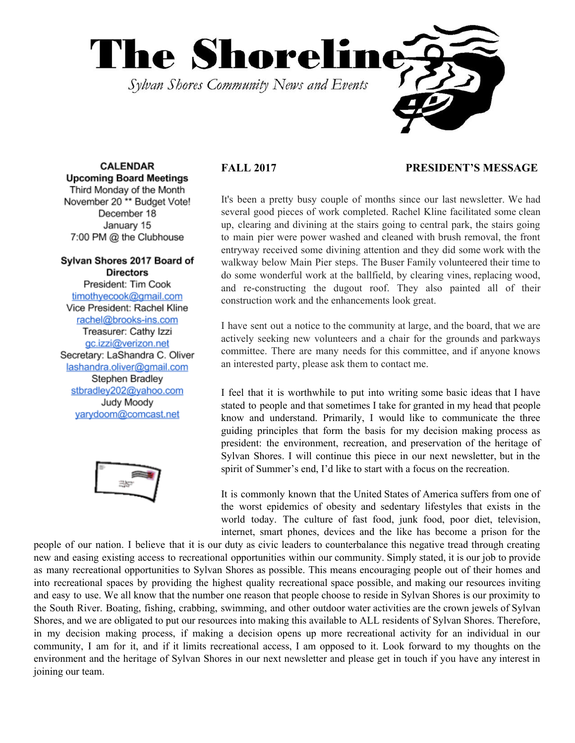# The Shoreline

*Sylvan Shores Community News and Events*

**CALENDAR**

**Upcoming Board Meetings**

Third Monday of the Month
November 20 ** Budget Vote!
December 18
January 15
7:00 PM @ the Clubhouse

**Sylvan Shores 2017 Board of Directors**

President: Tim Cook
timothyecook@gmail.com
Vice President: Rachel Kline
rachel@brooks-ins.com
Treasurer: Cathy Izzi
gc.izzi@verizon.net
Secretary: LaShandra C. Oliver
lashandra.oliver@gmail.com
Stephen Bradley
stbradley202@yahoo.com
Judy Moody
yarydoom@comcast.net

**FALL 2017** **PRESIDENT'S MESSAGE**

It's been a pretty busy couple of months since our last newsletter. We had several good pieces of work completed. Rachel Kline facilitated some clean up, clearing and divining at the stairs going to central park, the stairs going to main pier were power washed and cleaned with brush removal, the front entryway received some divining attention and they did some work with the walkway below Main Pier steps. The Buser Family volunteered their time to do some wonderful work at the ballfield, by clearing vines, replacing wood, and re-constructing the dugout roof. They also painted all of their construction work and the enhancements look great.

I have sent out a notice to the community at large, and the board, that we are actively seeking new volunteers and a chair for the grounds and parkways committee. There are many needs for this committee, and if anyone knows an interested party, please ask them to contact me.

I feel that it is worthwhile to put into writing some basic ideas that I have stated to people and that sometimes I take for granted in my head that people know and understand. Primarily, I would like to communicate the three guiding principles that form the basis for my decision making process as president: the environment, recreation, and preservation of the heritage of Sylvan Shores. I will continue this piece in our next newsletter, but in the spirit of Summer's end, I'd like to start with a focus on the recreation.

It is commonly known that the United States of America suffers from one of the worst epidemics of obesity and sedentary lifestyles that exists in the world today. The culture of fast food, junk food, poor diet, television, internet, smart phones, devices and the like has become a prison for the people of our nation. I believe that it is our duty as civic leaders to counterbalance this negative tread through creating new and easing existing access to recreational opportunities within our community. Simply stated, it is our job to provide as many recreational opportunities to Sylvan Shores as possible. This means encouraging people out of their homes and into recreational spaces by providing the highest quality recreational space possible, and making our resources inviting and easy to use. We all know that the number one reason that people choose to reside in Sylvan Shores is our proximity to the South River. Boating, fishing, crabbing, swimming, and other outdoor water activities are the crown jewels of Sylvan Shores, and we are obligated to put our resources into making this available to ALL residents of Sylvan Shores. Therefore, in my decision making process, if making a decision opens up more recreational activity for an individual in our community, I am for it, and if it limits recreational access, I am opposed to it. Look forward to my thoughts on the environment and the heritage of Sylvan Shores in our next newsletter and please get in touch if you have any interest in joining our team.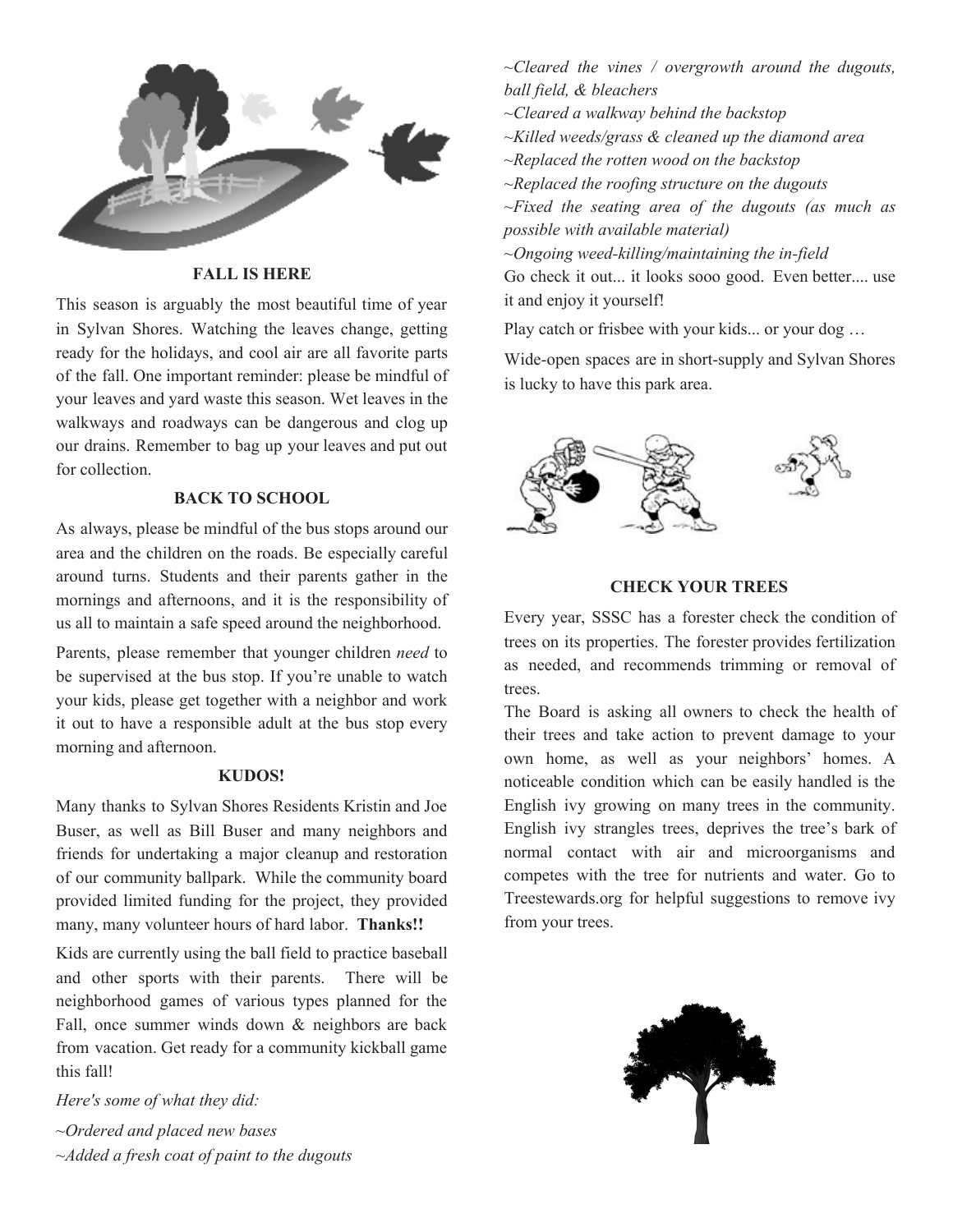## FALL IS HERE

This season is arguably the most beautiful time of year in Sylvan Shores. Watching the leaves change, getting ready for the holidays, and cool air are all favorite parts of the fall. One important reminder: please be mindful of your leaves and yard waste this season. Wet leaves in the walkways and roadways can be dangerous and clog up our drains. Remember to bag up your leaves and put out for collection.

## BACK TO SCHOOL

As always, please be mindful of the bus stops around our area and the children on the roads. Be especially careful around turns. Students and their parents gather in the mornings and afternoons, and it is the responsibility of us all to maintain a safe speed around the neighborhood.

Parents, please remember that younger children *need* to be supervised at the bus stop. If you're unable to watch your kids, please get together with a neighbor and work it out to have a responsible adult at the bus stop every morning and afternoon.

## KUDOS!

Many thanks to Sylvan Shores Residents Kristin and Joe Buser, as well as Bill Buser and many neighbors and friends for undertaking a major cleanup and restoration of our community ballpark. While the community board provided limited funding for the project, they provided many, many volunteer hours of hard labor. **Thanks!!**

Kids are currently using the ball field to practice baseball and other sports with their parents. There will be neighborhood games of various types planned for the Fall, once summer winds down & neighbors are back from vacation. Get ready for a community kickball game this fall!

*Here's some of what they did:*

*~Ordered and placed new bases*
*~Added a fresh coat of paint to the dugouts*
*~Cleared the vines / overgrowth around the dugouts, ball field, & bleachers*
*~Cleared a walkway behind the backstop*
*~Killed weeds/grass & cleaned up the diamond area*
*~Replaced the rotten wood on the backstop*
*~Replaced the roofing structure on the dugouts*
*~Fixed the seating area of the dugouts (as much as possible with available material)*
*~Ongoing weed-killing/maintaining the in-field*

Go check it out... it looks sooo good. Even better.... use it and enjoy it yourself!

Play catch or frisbee with your kids... or your dog …

Wide-open spaces are in short-supply and Sylvan Shores is lucky to have this park area.

## CHECK YOUR TREES

Every year, SSSC has a forester check the condition of trees on its properties. The forester provides fertilization as needed, and recommends trimming or removal of trees.

The Board is asking all owners to check the health of their trees and take action to prevent damage to your own home, as well as your neighbors' homes. A noticeable condition which can be easily handled is the English ivy growing on many trees in the community. English ivy strangles trees, deprives the tree's bark of normal contact with air and microorganisms and competes with the tree for nutrients and water. Go to Treestewards.org for helpful suggestions to remove ivy from your trees.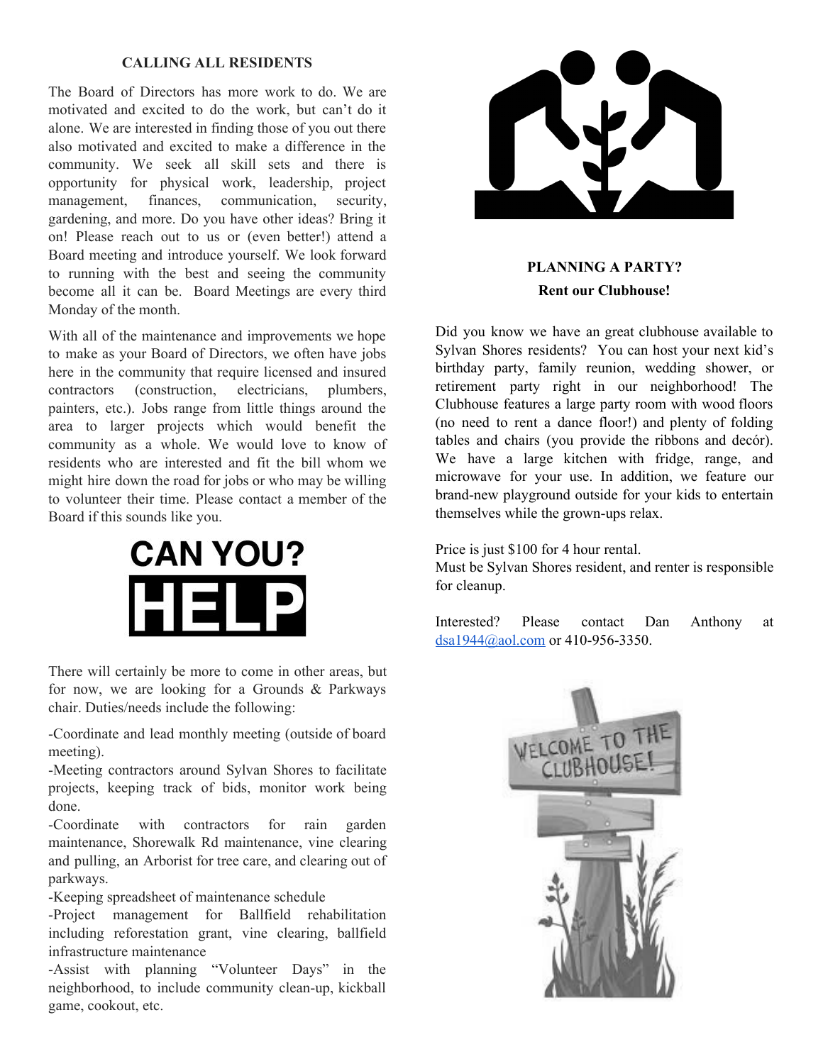### CALLING ALL RESIDENTS

The Board of Directors has more work to do. We are motivated and excited to do the work, but can't do it alone. We are interested in finding those of you out there also motivated and excited to make a difference in the community. We seek all skill sets and there is opportunity for physical work, leadership, project management, finances, communication, security, gardening, and more. Do you have other ideas? Bring it on! Please reach out to us or (even better!) attend a Board meeting and introduce yourself. We look forward to running with the best and seeing the community become all it can be. Board Meetings are every third Monday of the month.

With all of the maintenance and improvements we hope to make as your Board of Directors, we often have jobs here in the community that require licensed and insured contractors (construction, electricians, plumbers, painters, etc.). Jobs range from little things around the area to larger projects which would benefit the community as a whole. We would love to know of residents who are interested and fit the bill whom we might hire down the road for jobs or who may be willing to volunteer their time. Please contact a member of the Board if this sounds like you.

**CAN YOU?**
**HELP**

There will certainly be more to come in other areas, but for now, we are looking for a Grounds & Parkways chair. Duties/needs include the following:

-Coordinate and lead monthly meeting (outside of board meeting).
-Meeting contractors around Sylvan Shores to facilitate projects, keeping track of bids, monitor work being done.
-Coordinate with contractors for rain garden maintenance, Shorewalk Rd maintenance, vine clearing and pulling, an Arborist for tree care, and clearing out of parkways.
-Keeping spreadsheet of maintenance schedule
-Project management for Ballfield rehabilitation including reforestation grant, vine clearing, ballfield infrastructure maintenance
-Assist with planning "Volunteer Days" in the neighborhood, to include community clean-up, kickball game, cookout, etc.

### PLANNING A PARTY?
### Rent our Clubhouse!

Did you know we have an great clubhouse available to Sylvan Shores residents? You can host your next kid's birthday party, family reunion, wedding shower, or retirement party right in our neighborhood! The Clubhouse features a large party room with wood floors (no need to rent a dance floor!) and plenty of folding tables and chairs (you provide the ribbons and decór). We have a large kitchen with fridge, range, and microwave for your use. In addition, we feature our brand-new playground outside for your kids to entertain themselves while the grown-ups relax.

Price is just $100 for 4 hour rental.
Must be Sylvan Shores resident, and renter is responsible for cleanup.

Interested? Please contact Dan Anthony at dsa1944@aol.com or 410-956-3350.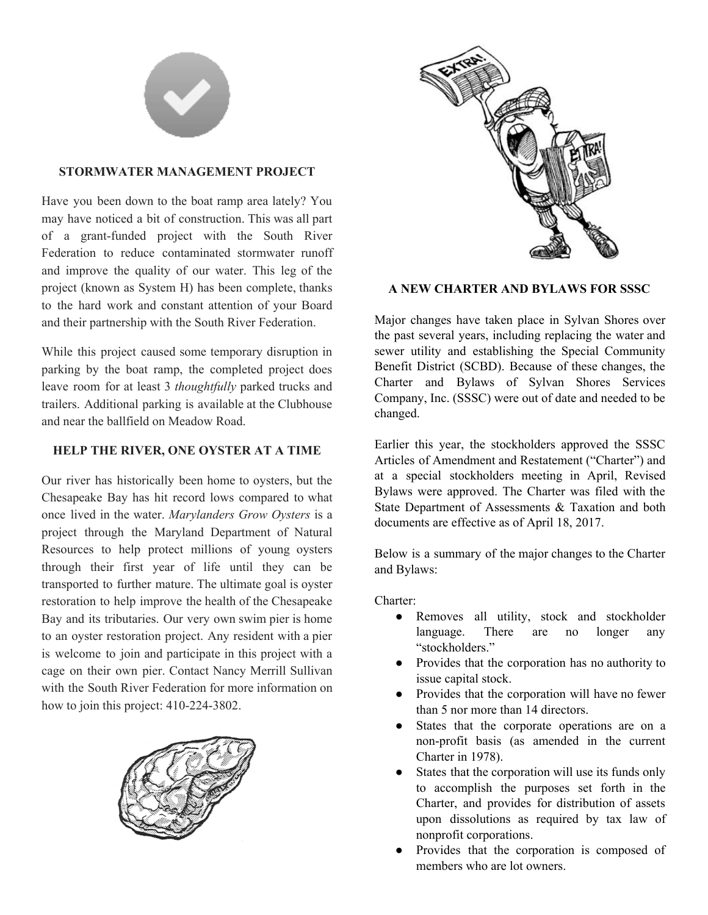### STORMWATER MANAGEMENT PROJECT

Have you been down to the boat ramp area lately? You may have noticed a bit of construction. This was all part of a grant-funded project with the South River Federation to reduce contaminated stormwater runoff and improve the quality of our water. This leg of the project (known as System H) has been complete, thanks to the hard work and constant attention of your Board and their partnership with the South River Federation.

While this project caused some temporary disruption in parking by the boat ramp, the completed project does leave room for at least 3 *thoughtfully* parked trucks and trailers. Additional parking is available at the Clubhouse and near the ballfield on Meadow Road.

### HELP THE RIVER, ONE OYSTER AT A TIME

Our river has historically been home to oysters, but the Chesapeake Bay has hit record lows compared to what once lived in the water. *Marylanders Grow Oysters* is a project through the Maryland Department of Natural Resources to help protect millions of young oysters through their first year of life until they can be transported to further mature. The ultimate goal is oyster restoration to help improve the health of the Chesapeake Bay and its tributaries. Our very own swim pier is home to an oyster restoration project. Any resident with a pier is welcome to join and participate in this project with a cage on their own pier. Contact Nancy Merrill Sullivan with the South River Federation for more information on how to join this project: 410-224-3802.

### A NEW CHARTER AND BYLAWS FOR SSSC

Major changes have taken place in Sylvan Shores over the past several years, including replacing the water and sewer utility and establishing the Special Community Benefit District (SCBD). Because of these changes, the Charter and Bylaws of Sylvan Shores Services Company, Inc. (SSSC) were out of date and needed to be changed.

Earlier this year, the stockholders approved the SSSC Articles of Amendment and Restatement ("Charter") and at a special stockholders meeting in April, Revised Bylaws were approved. The Charter was filed with the State Department of Assessments & Taxation and both documents are effective as of April 18, 2017.

Below is a summary of the major changes to the Charter and Bylaws:

Charter:

- Removes all utility, stock and stockholder language. There are no longer any "stockholders."
- Provides that the corporation has no authority to issue capital stock.
- Provides that the corporation will have no fewer than 5 nor more than 14 directors.
- States that the corporate operations are on a non-profit basis (as amended in the current Charter in 1978).
- States that the corporation will use its funds only to accomplish the purposes set forth in the Charter, and provides for distribution of assets upon dissolutions as required by tax law of nonprofit corporations.
- Provides that the corporation is composed of members who are lot owners.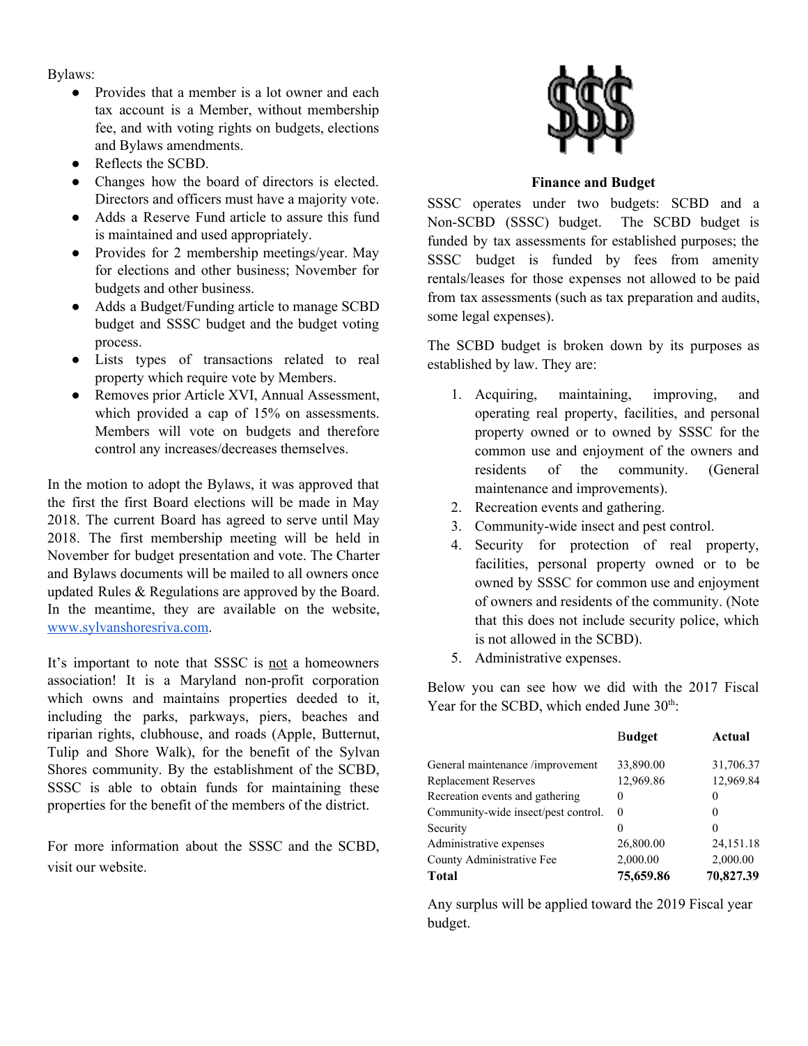Bylaws:

- Provides that a member is a lot owner and each tax account is a Member, without membership fee, and with voting rights on budgets, elections and Bylaws amendments.
- Reflects the SCBD.
- Changes how the board of directors is elected. Directors and officers must have a majority vote.
- Adds a Reserve Fund article to assure this fund is maintained and used appropriately.
- Provides for 2 membership meetings/year. May for elections and other business; November for budgets and other business.
- Adds a Budget/Funding article to manage SCBD budget and SSSC budget and the budget voting process.
- Lists types of transactions related to real property which require vote by Members.
- Removes prior Article XVI, Annual Assessment, which provided a cap of 15% on assessments. Members will vote on budgets and therefore control any increases/decreases themselves.

In the motion to adopt the Bylaws, it was approved that the first the first Board elections will be made in May 2018. The current Board has agreed to serve until May 2018. The first membership meeting will be held in November for budget presentation and vote. The Charter and Bylaws documents will be mailed to all owners once updated Rules & Regulations are approved by the Board. In the meantime, they are available on the website, www.sylvanshoresriva.com.

It's important to note that SSSC is not a homeowners association! It is a Maryland non-profit corporation which owns and maintains properties deeded to it, including the parks, parkways, piers, beaches and riparian rights, clubhouse, and roads (Apple, Butternut, Tulip and Shore Walk), for the benefit of the Sylvan Shores community. By the establishment of the SCBD, SSSC is able to obtain funds for maintaining these properties for the benefit of the members of the district.

For more information about the SSSC and the SCBD, visit our website.

**Finance and Budget**

SSSC operates under two budgets: SCBD and a Non-SCBD (SSSC) budget. The SCBD budget is funded by tax assessments for established purposes; the SSSC budget is funded by fees from amenity rentals/leases for those expenses not allowed to be paid from tax assessments (such as tax preparation and audits, some legal expenses).

The SCBD budget is broken down by its purposes as established by law. They are:

1. Acquiring, maintaining, improving, and operating real property, facilities, and personal property owned or to owned by SSSC for the common use and enjoyment of the owners and residents of the community. (General maintenance and improvements).
2. Recreation events and gathering.
3. Community-wide insect and pest control.
4. Security for protection of real property, facilities, personal property owned or to be owned by SSSC for common use and enjoyment of owners and residents of the community. (Note that this does not include security police, which is not allowed in the SCBD).
5. Administrative expenses.

Below you can see how we did with the 2017 Fiscal Year for the SCBD, which ended June 30th:

| | Budget | Actual |
|---|---|---|
| General maintenance /improvement | 33,890.00 | 31,706.37 |
| Replacement Reserves | 12,969.86 | 12,969.84 |
| Recreation events and gathering | 0 | 0 |
| Community-wide insect/pest control. | 0 | 0 |
| Security | 0 | 0 |
| Administrative expenses | 26,800.00 | 24,151.18 |
| County Administrative Fee | 2,000.00 | 2,000.00 |
| **Total** | **75,659.86** | **70,827.39** |

Any surplus will be applied toward the 2019 Fiscal year budget.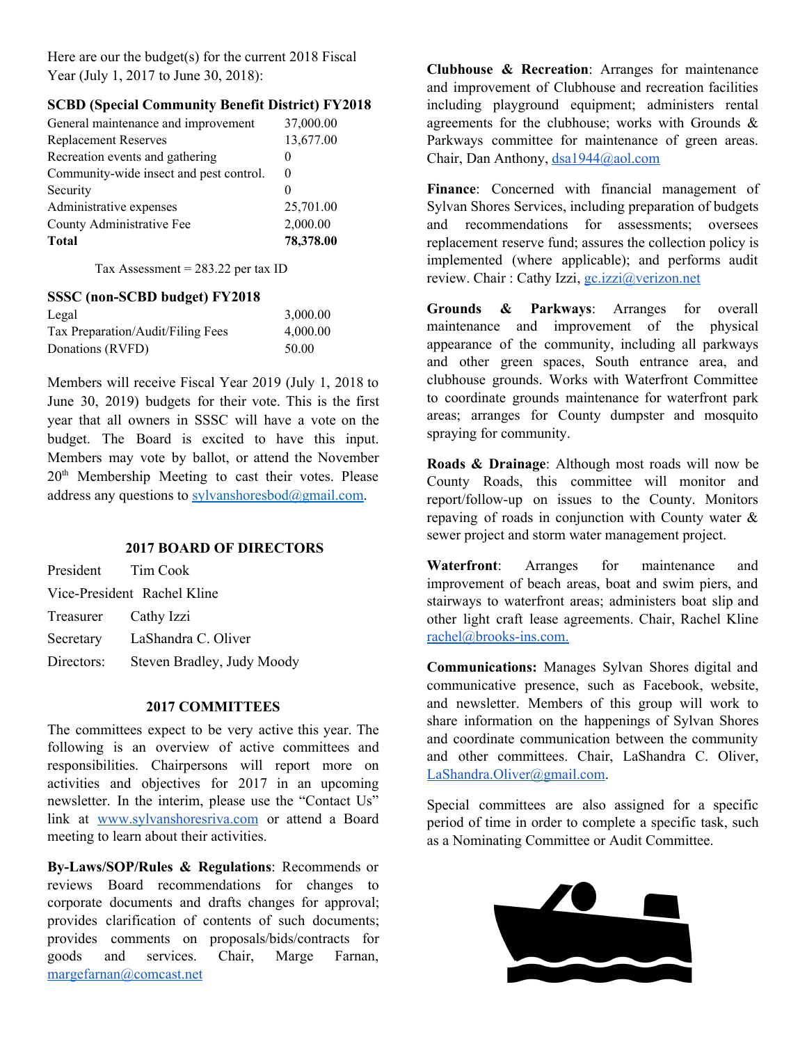Here are our the budget(s) for the current 2018 Fiscal Year (July 1, 2017 to June 30, 2018):

**SCBD (Special Community Benefit District) FY2018**

| | |
|---|---|
| General maintenance and improvement | 37,000.00 |
| Replacement Reserves | 13,677.00 |
| Recreation events and gathering | 0 |
| Community-wide insect and pest control. | 0 |
| Security | 0 |
| Administrative expenses | 25,701.00 |
| County Administrative Fee | 2,000.00 |
| **Total** | **78,378.00** |

Tax Assessment = 283.22 per tax ID

**SSSC (non-SCBD budget) FY2018**

| | |
|---|---|
| Legal | 3,000.00 |
| Tax Preparation/Audit/Filing Fees | 4,000.00 |
| Donations (RVFD) | 50.00 |

Members will receive Fiscal Year 2019 (July 1, 2018 to June 30, 2019) budgets for their vote. This is the first year that all owners in SSSC will have a vote on the budget. The Board is excited to have this input. Members may vote by ballot, or attend the November 20th Membership Meeting to cast their votes. Please address any questions to sylvanshoresbod@gmail.com.

## 2017 BOARD OF DIRECTORS

| | |
|---|---|
| President | Tim Cook |
| Vice-President | Rachel Kline |
| Treasurer | Cathy Izzi |
| Secretary | LaShandra C. Oliver |
| Directors: | Steven Bradley, Judy Moody |

## 2017 COMMITTEES

The committees expect to be very active this year. The following is an overview of active committees and responsibilities. Chairpersons will report more on activities and objectives for 2017 in an upcoming newsletter. In the interim, please use the "Contact Us" link at www.sylvanshoresriva.com or attend a Board meeting to learn about their activities.

**By-Laws/SOP/Rules & Regulations**: Recommends or reviews Board recommendations for changes to corporate documents and drafts changes for approval; provides clarification of contents of such documents; provides comments on proposals/bids/contracts for goods and services. Chair, Marge Farnan, margefarnan@comcast.net

**Clubhouse & Recreation**: Arranges for maintenance and improvement of Clubhouse and recreation facilities including playground equipment; administers rental agreements for the clubhouse; works with Grounds & Parkways committee for maintenance of green areas. Chair, Dan Anthony, dsa1944@aol.com

**Finance**: Concerned with financial management of Sylvan Shores Services, including preparation of budgets and recommendations for assessments; oversees replacement reserve fund; assures the collection policy is implemented (where applicable); and performs audit review. Chair : Cathy Izzi, gc.izzi@verizon.net

**Grounds & Parkways**: Arranges for overall maintenance and improvement of the physical appearance of the community, including all parkways and other green spaces, South entrance area, and clubhouse grounds. Works with Waterfront Committee to coordinate grounds maintenance for waterfront park areas; arranges for County dumpster and mosquito spraying for community.

**Roads & Drainage**: Although most roads will now be County Roads, this committee will monitor and report/follow-up on issues to the County. Monitors repaving of roads in conjunction with County water & sewer project and storm water management project.

**Waterfront**: Arranges for maintenance and improvement of beach areas, boat and swim piers, and stairways to waterfront areas; administers boat slip and other light craft lease agreements. Chair, Rachel Kline rachel@brooks-ins.com.

**Communications:** Manages Sylvan Shores digital and communicative presence, such as Facebook, website, and newsletter. Members of this group will work to share information on the happenings of Sylvan Shores and coordinate communication between the community and other committees. Chair, LaShandra C. Oliver, LaShandra.Oliver@gmail.com.

Special committees are also assigned for a specific period of time in order to complete a specific task, such as a Nominating Committee or Audit Committee.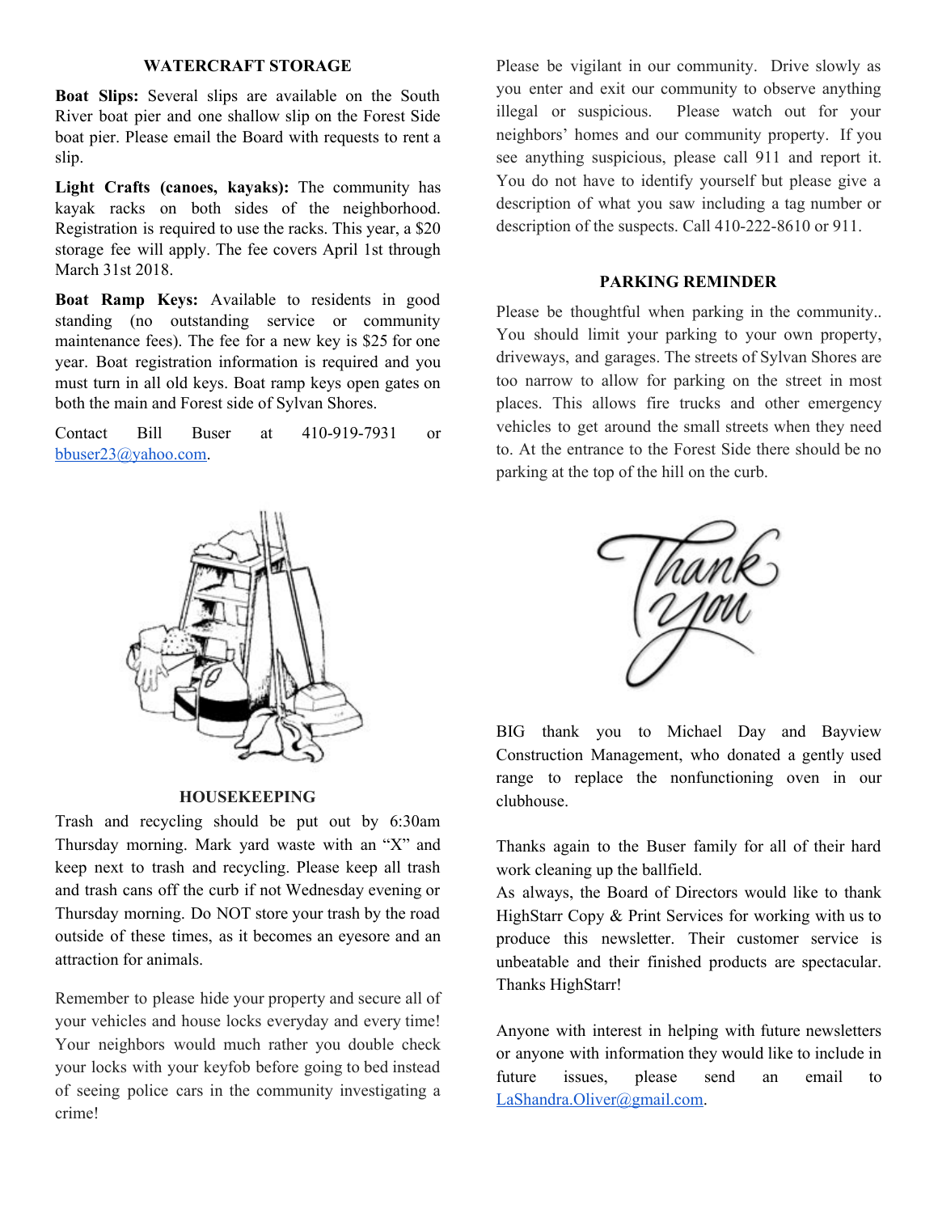## WATERCRAFT STORAGE

**Boat Slips:** Several slips are available on the South River boat pier and one shallow slip on the Forest Side boat pier. Please email the Board with requests to rent a slip.

**Light Crafts (canoes, kayaks):** The community has kayak racks on both sides of the neighborhood. Registration is required to use the racks. This year, a $20 storage fee will apply. The fee covers April 1st through March 31st 2018.

**Boat Ramp Keys:** Available to residents in good standing (no outstanding service or community maintenance fees). The fee for a new key is $25 for one year. Boat registration information is required and you must turn in all old keys. Boat ramp keys open gates on both the main and Forest side of Sylvan Shores.

Contact Bill Buser at 410-919-7931 or bbuser23@yahoo.com.

## HOUSEKEEPING

Trash and recycling should be put out by 6:30am Thursday morning. Mark yard waste with an "X" and keep next to trash and recycling. Please keep all trash and trash cans off the curb if not Wednesday evening or Thursday morning. Do NOT store your trash by the road outside of these times, as it becomes an eyesore and an attraction for animals.

Remember to please hide your property and secure all of your vehicles and house locks everyday and every time! Your neighbors would much rather you double check your locks with your keyfob before going to bed instead of seeing police cars in the community investigating a crime!

Please be vigilant in our community. Drive slowly as you enter and exit our community to observe anything illegal or suspicious. Please watch out for your neighbors' homes and our community property. If you see anything suspicious, please call 911 and report it. You do not have to identify yourself but please give a description of what you saw including a tag number or description of the suspects. Call 410-222-8610 or 911.

## PARKING REMINDER

Please be thoughtful when parking in the community.. You should limit your parking to your own property, driveways, and garages. The streets of Sylvan Shores are too narrow to allow for parking on the street in most places. This allows fire trucks and other emergency vehicles to get around the small streets when they need to. At the entrance to the Forest Side there should be no parking at the top of the hill on the curb.

BIG thank you to Michael Day and Bayview Construction Management, who donated a gently used range to replace the nonfunctioning oven in our clubhouse.

Thanks again to the Buser family for all of their hard work cleaning up the ballfield.

As always, the Board of Directors would like to thank HighStarr Copy & Print Services for working with us to produce this newsletter. Their customer service is unbeatable and their finished products are spectacular. Thanks HighStarr!

Anyone with interest in helping with future newsletters or anyone with information they would like to include in future issues, please send an email to LaShandra.Oliver@gmail.com.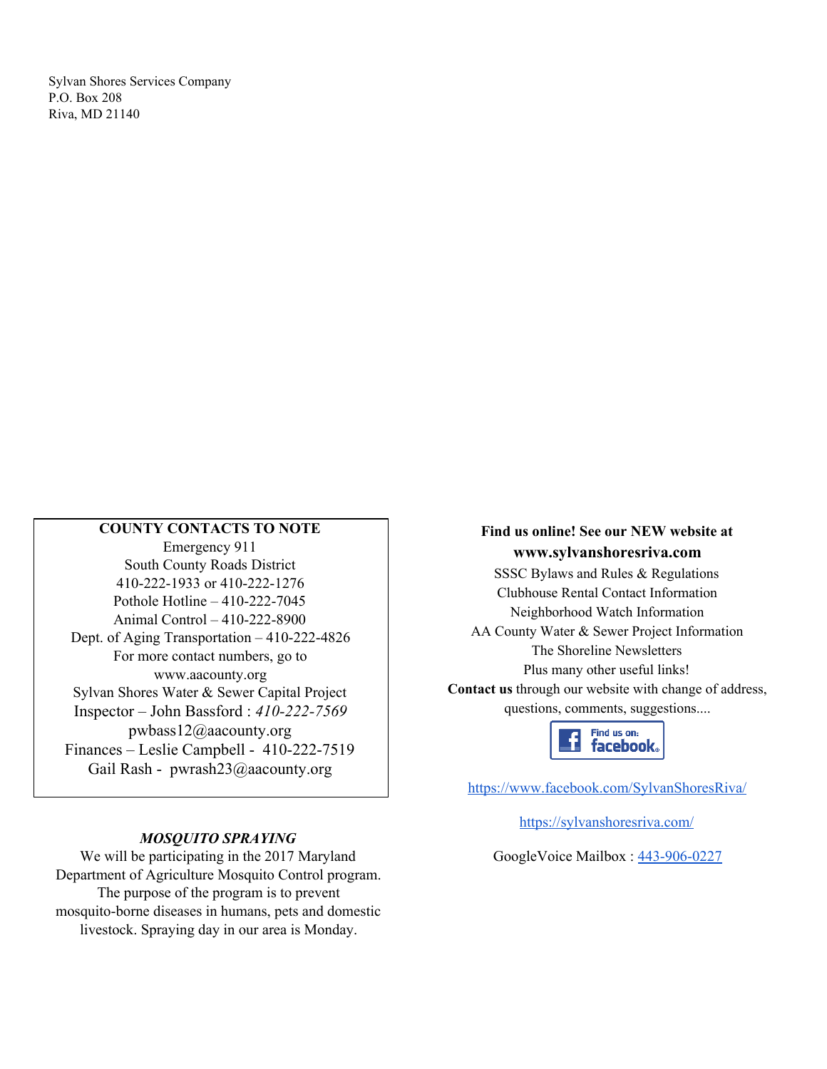Sylvan Shores Services Company
P.O. Box 208
Riva, MD 21140

**COUNTY CONTACTS TO NOTE**

Emergency 911
South County Roads District
410-222-1933 or 410-222-1276
Pothole Hotline – 410-222-7045
Animal Control – 410-222-8900
Dept. of Aging Transportation – 410-222-4826
For more contact numbers, go to
www.aacounty.org
Sylvan Shores Water & Sewer Capital Project
Inspector – John Bassford : *410-222-7569*
pwbass12@aacounty.org
Finances – Leslie Campbell - 410-222-7519
Gail Rash - pwrash23@aacounty.org

***MOSQUITO SPRAYING***

We will be participating in the 2017 Maryland Department of Agriculture Mosquito Control program. The purpose of the program is to prevent mosquito-borne diseases in humans, pets and domestic livestock. Spraying day in our area is Monday.

**Find us online! See our NEW website at**
**www.sylvanshoresriva.com**

SSSC Bylaws and Rules & Regulations
Clubhouse Rental Contact Information
Neighborhood Watch Information
AA County Water & Sewer Project Information
The Shoreline Newsletters
Plus many other useful links!

**Contact us** through our website with change of address, questions, comments, suggestions....

Find us on: facebook.

https://www.facebook.com/SylvanShoresRiva/

https://sylvanshoresriva.com/

GoogleVoice Mailbox : 443-906-0227